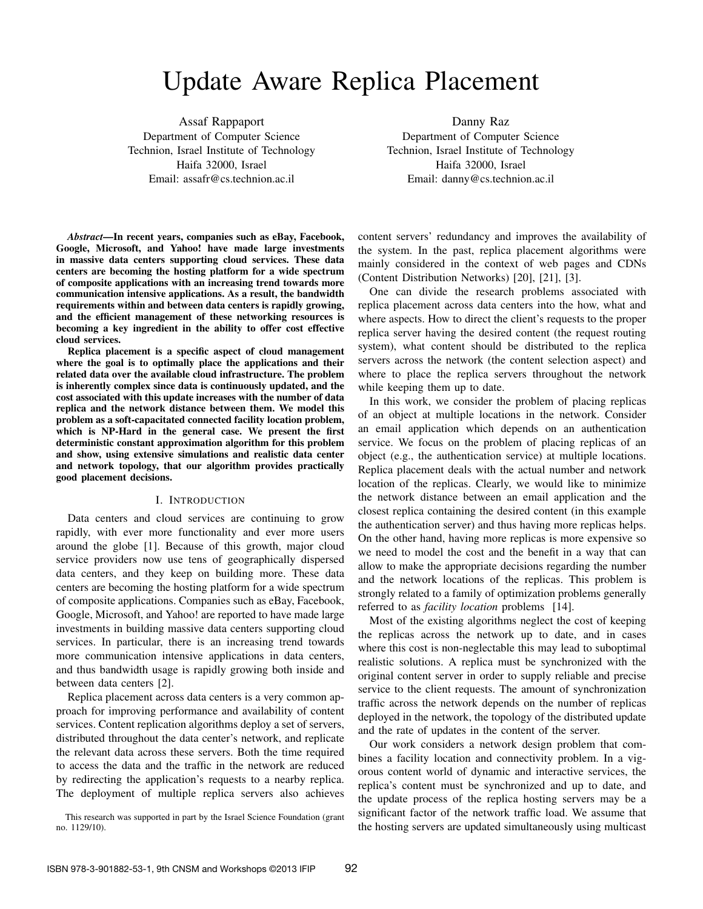# Update Aware Replica Placement

Assaf Rappaport
Department of Computer Science
Technion, Israel Institute of Technology
Haifa 32000, Israel
Email: assafr@cs.technion.ac.il

Danny Raz
Department of Computer Science
Technion, Israel Institute of Technology
Haifa 32000, Israel
Email: danny@cs.technion.ac.il

***Abstract*—In recent years, companies such as eBay, Facebook, Google, Microsoft, and Yahoo! have made large investments in massive data centers supporting cloud services. These data centers are becoming the hosting platform for a wide spectrum of composite applications with an increasing trend towards more communication intensive applications. As a result, the bandwidth requirements within and between data centers is rapidly growing, and the efficient management of these networking resources is becoming a key ingredient in the ability to offer cost effective cloud services.**

**Replica placement is a specific aspect of cloud management where the goal is to optimally place the applications and their related data over the available cloud infrastructure. The problem is inherently complex since data is continuously updated, and the cost associated with this update increases with the number of data replica and the network distance between them. We model this problem as a soft-capacitated connected facility location problem, which is NP-Hard in the general case. We present the first deterministic constant approximation algorithm for this problem and show, using extensive simulations and realistic data center and network topology, that our algorithm provides practically good placement decisions.**

## I. Introduction

Data centers and cloud services are continuing to grow rapidly, with ever more functionality and ever more users around the globe [1]. Because of this growth, major cloud service providers now use tens of geographically dispersed data centers, and they keep on building more. These data centers are becoming the hosting platform for a wide spectrum of composite applications. Companies such as eBay, Facebook, Google, Microsoft, and Yahoo! are reported to have made large investments in building massive data centers supporting cloud services. In particular, there is an increasing trend towards more communication intensive applications in data centers, and thus bandwidth usage is rapidly growing both inside and between data centers [2].

Replica placement across data centers is a very common approach for improving performance and availability of content services. Content replication algorithms deploy a set of servers, distributed throughout the data center's network, and replicate the relevant data across these servers. Both the time required to access the data and the traffic in the network are reduced by redirecting the application's requests to a nearby replica. The deployment of multiple replica servers also achieves content servers' redundancy and improves the availability of the system. In the past, replica placement algorithms were mainly considered in the context of web pages and CDNs (Content Distribution Networks) [20], [21], [3].

One can divide the research problems associated with replica placement across data centers into the how, what and where aspects. How to direct the client's requests to the proper replica server having the desired content (the request routing system), what content should be distributed to the replica servers across the network (the content selection aspect) and where to place the replica servers throughout the network while keeping them up to date.

In this work, we consider the problem of placing replicas of an object at multiple locations in the network. Consider an email application which depends on an authentication service. We focus on the problem of placing replicas of an object (e.g., the authentication service) at multiple locations. Replica placement deals with the actual number and network location of the replicas. Clearly, we would like to minimize the network distance between an email application and the closest replica containing the desired content (in this example the authentication server) and thus having more replicas helps. On the other hand, having more replicas is more expensive so we need to model the cost and the benefit in a way that can allow to make the appropriate decisions regarding the number and the network locations of the replicas. This problem is strongly related to a family of optimization problems generally referred to as *facility location* problems [14].

Most of the existing algorithms neglect the cost of keeping the replicas across the network up to date, and in cases where this cost is non-neglectable this may lead to suboptimal realistic solutions. A replica must be synchronized with the original content server in order to supply reliable and precise service to the client requests. The amount of synchronization traffic across the network depends on the number of replicas deployed in the network, the topology of the distributed update and the rate of updates in the content of the server.

Our work considers a network design problem that combines a facility location and connectivity problem. In a vigorous content world of dynamic and interactive services, the replica's content must be synchronized and up to date, and the update process of the replica hosting servers may be a significant factor of the network traffic load. We assume that the hosting servers are updated simultaneously using multicast

This research was supported in part by the Israel Science Foundation (grant no. 1129/10).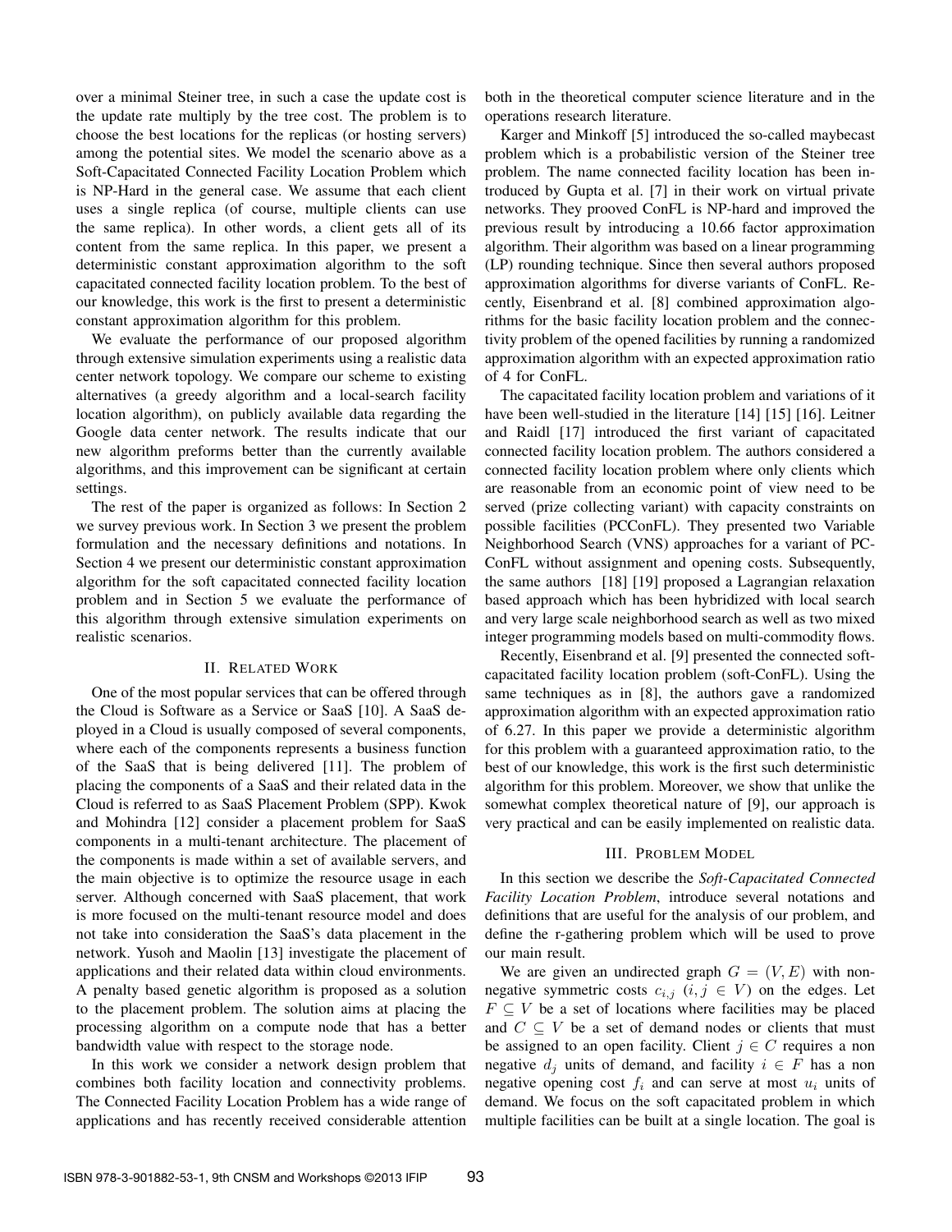over a minimal Steiner tree, in such a case the update cost is the update rate multiply by the tree cost. The problem is to choose the best locations for the replicas (or hosting servers) among the potential sites. We model the scenario above as a Soft-Capacitated Connected Facility Location Problem which is NP-Hard in the general case. We assume that each client uses a single replica (of course, multiple clients can use the same replica). In other words, a client gets all of its content from the same replica. In this paper, we present a deterministic constant approximation algorithm to the soft capacitated connected facility location problem. To the best of our knowledge, this work is the first to present a deterministic constant approximation algorithm for this problem.

We evaluate the performance of our proposed algorithm through extensive simulation experiments using a realistic data center network topology. We compare our scheme to existing alternatives (a greedy algorithm and a local-search facility location algorithm), on publicly available data regarding the Google data center network. The results indicate that our new algorithm preforms better than the currently available algorithms, and this improvement can be significant at certain settings.

The rest of the paper is organized as follows: In Section 2 we survey previous work. In Section 3 we present the problem formulation and the necessary definitions and notations. In Section 4 we present our deterministic constant approximation algorithm for the soft capacitated connected facility location problem and in Section 5 we evaluate the performance of this algorithm through extensive simulation experiments on realistic scenarios.

## II. Related Work

One of the most popular services that can be offered through the Cloud is Software as a Service or SaaS [10]. A SaaS deployed in a Cloud is usually composed of several components, where each of the components represents a business function of the SaaS that is being delivered [11]. The problem of placing the components of a SaaS and their related data in the Cloud is referred to as SaaS Placement Problem (SPP). Kwok and Mohindra [12] consider a placement problem for SaaS components in a multi-tenant architecture. The placement of the components is made within a set of available servers, and the main objective is to optimize the resource usage in each server. Although concerned with SaaS placement, that work is more focused on the multi-tenant resource model and does not take into consideration the SaaS's data placement in the network. Yusoh and Maolin [13] investigate the placement of applications and their related data within cloud environments. A penalty based genetic algorithm is proposed as a solution to the placement problem. The solution aims at placing the processing algorithm on a compute node that has a better bandwidth value with respect to the storage node.

In this work we consider a network design problem that combines both facility location and connectivity problems. The Connected Facility Location Problem has a wide range of applications and has recently received considerable attention both in the theoretical computer science literature and in the operations research literature.

Karger and Minkoff [5] introduced the so-called maybecast problem which is a probabilistic version of the Steiner tree problem. The name connected facility location has been introduced by Gupta et al. [7] in their work on virtual private networks. They prooved ConFL is NP-hard and improved the previous result by introducing a 10.66 factor approximation algorithm. Their algorithm was based on a linear programming (LP) rounding technique. Since then several authors proposed approximation algorithms for diverse variants of ConFL. Recently, Eisenbrand et al. [8] combined approximation algorithms for the basic facility location problem and the connectivity problem of the opened facilities by running a randomized approximation algorithm with an expected approximation ratio of 4 for ConFL.

The capacitated facility location problem and variations of it have been well-studied in the literature [14] [15] [16]. Leitner and Raidl [17] introduced the first variant of capacitated connected facility location problem. The authors considered a connected facility location problem where only clients which are reasonable from an economic point of view need to be served (prize collecting variant) with capacity constraints on possible facilities (PCConFL). They presented two Variable Neighborhood Search (VNS) approaches for a variant of PC-ConFL without assignment and opening costs. Subsequently, the same authors [18] [19] proposed a Lagrangian relaxation based approach which has been hybridized with local search and very large scale neighborhood search as well as two mixed integer programming models based on multi-commodity flows.

Recently, Eisenbrand et al. [9] presented the connected soft-capacitated facility location problem (soft-ConFL). Using the same techniques as in [8], the authors gave a randomized approximation algorithm with an expected approximation ratio of 6.27. In this paper we provide a deterministic algorithm for this problem with a guaranteed approximation ratio, to the best of our knowledge, this work is the first such deterministic algorithm for this problem. Moreover, we show that unlike the somewhat complex theoretical nature of [9], our approach is very practical and can be easily implemented on realistic data.

## III. Problem Model

In this section we describe the *Soft-Capacitated Connected Facility Location Problem*, introduce several notations and definitions that are useful for the analysis of our problem, and define the r-gathering problem which will be used to prove our main result.

We are given an undirected graph $G = (V, E)$ with non-negative symmetric costs $c_{i,j}$ $(i, j \in V)$ on the edges. Let $F \subseteq V$ be a set of locations where facilities may be placed and $C \subseteq V$ be a set of demand nodes or clients that must be assigned to an open facility. Client $j \in C$ requires a non negative $d_j$ units of demand, and facility $i \in F$ has a non negative opening cost $f_i$ and can serve at most $u_i$ units of demand. We focus on the soft capacitated problem in which multiple facilities can be built at a single location. The goal is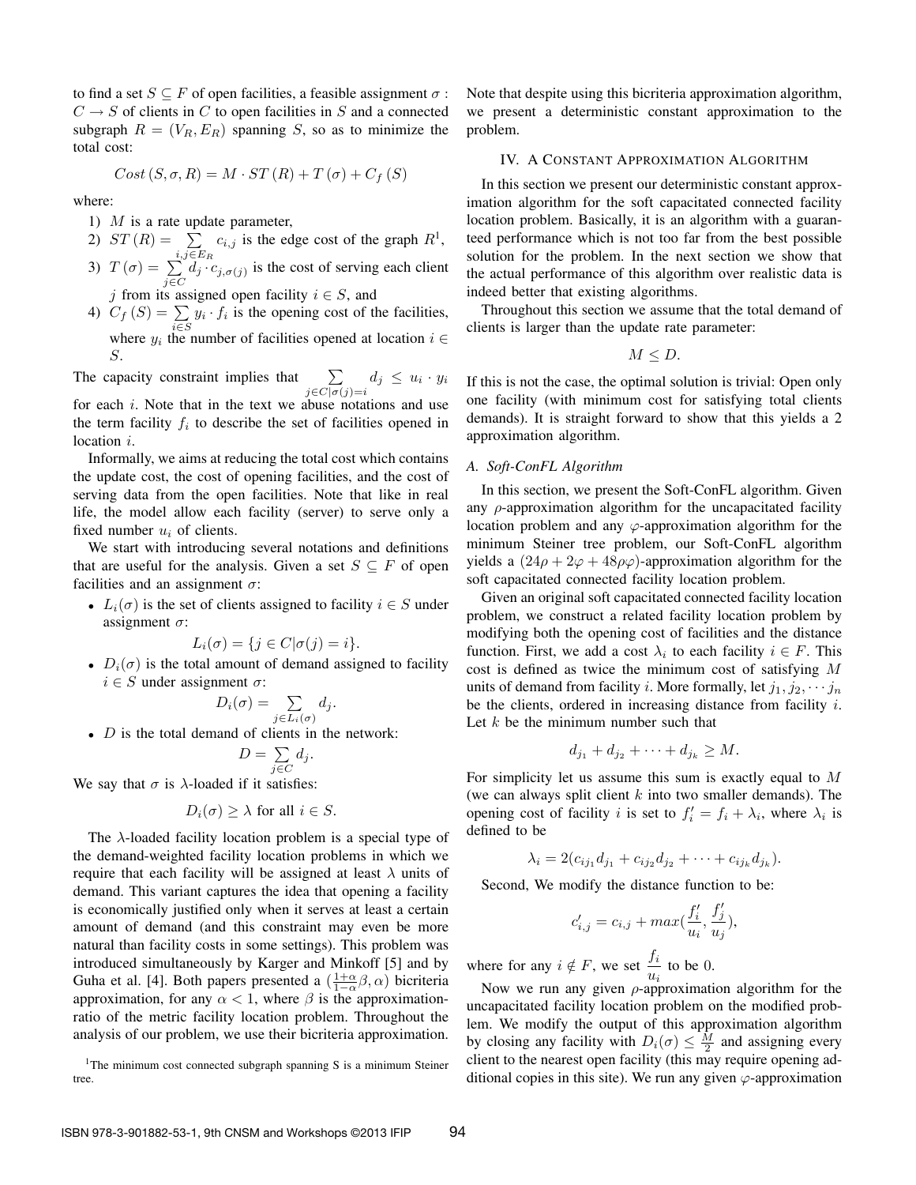to find a set $S \subseteq F$ of open facilities, a feasible assignment $\sigma : C \rightarrow S$ of clients in $C$ to open facilities in $S$ and a connected subgraph $R = (V_R, E_R)$ spanning $S$, so as to minimize the total cost:

$$Cost\left(S, \sigma, R\right) = M \cdot ST\left(R\right) + T\left(\sigma\right) + C_f\left(S\right)$$

where:

1) $M$ is a rate update parameter,
2) $ST\left(R\right) = \sum_{i,j \in E_R} c_{i,j}$ is the edge cost of the graph $R$[1],
3) $T\left(\sigma\right) = \sum_{j \in C} d_j \cdot c_{j,\sigma(j)}$ is the cost of serving each client $j$ from its assigned open facility $i \in S$, and
4) $C_f\left(S\right) = \sum_{i \in S} y_i \cdot f_i$ is the opening cost of the facilities, where $y_i$ the number of facilities opened at location $i \in S$.

The capacity constraint implies that $\sum_{j \in C | \sigma(j) = i} d_j \leq u_i \cdot y_i$ for each $i$. Note that in the text we abuse notations and use the term facility $f_i$ to describe the set of facilities opened in location $i$.

Informally, we aims at reducing the total cost which contains the update cost, the cost of opening facilities, and the cost of serving data from the open facilities. Note that like in real life, the model allow each facility (server) to serve only a fixed number $u_i$ of clients.

We start with introducing several notations and definitions that are useful for the analysis. Given a set $S \subseteq F$ of open facilities and an assignment $\sigma$:

- $L_i(\sigma)$ is the set of clients assigned to facility $i \in S$ under assignment $\sigma$:
$$L_i(\sigma) = \{j \in C | \sigma(j) = i\}.$$
- $D_i(\sigma)$ is the total amount of demand assigned to facility $i \in S$ under assignment $\sigma$:
$$D_i(\sigma) = \sum_{j \in L_i(\sigma)} d_j.$$
- $D$ is the total demand of clients in the network:
$$D = \sum_{j \in C} d_j.$$

We say that $\sigma$ is $\lambda$-loaded if it satisfies:

$$D_i(\sigma) \geq \lambda \text{ for all } i \in S.$$

The $\lambda$-loaded facility location problem is a special type of the demand-weighted facility location problems in which we require that each facility will be assigned at least $\lambda$ units of demand. This variant captures the idea that opening a facility is economically justified only when it serves at least a certain amount of demand (and this constraint may even be more natural than facility costs in some settings). This problem was introduced simultaneously by Karger and Minkoff [5] and by Guha et al. [4]. Both papers presented a $(\frac{1+\alpha}{1-\alpha}\beta, \alpha)$ bicriteria approximation, for any $\alpha < 1$, where $\beta$ is the approximation-ratio of the metric facility location problem. Throughout the analysis of our problem, we use their bicriteria approximation. Note that despite using this bicriteria approximation algorithm, we present a deterministic constant approximation to the problem.

[1]The minimum cost connected subgraph spanning S is a minimum Steiner tree.

## IV. A Constant Approximation Algorithm

In this section we present our deterministic constant approximation algorithm for the soft capacitated connected facility location problem. Basically, it is an algorithm with a guaranteed performance which is not too far from the best possible solution for the problem. In the next section we show that the actual performance of this algorithm over realistic data is indeed better that existing algorithms.

Throughout this section we assume that the total demand of clients is larger than the update rate parameter:

$$M \leq D.$$

If this is not the case, the optimal solution is trivial: Open only one facility (with minimum cost for satisfying total clients demands). It is straight forward to show that this yields a 2 approximation algorithm.

### A. Soft-ConFL Algorithm

In this section, we present the Soft-ConFL algorithm. Given any $\rho$-approximation algorithm for the uncapacitated facility location problem and any $\varphi$-approximation algorithm for the minimum Steiner tree problem, our Soft-ConFL algorithm yields a $(24\rho + 2\varphi + 48\rho\varphi)$-approximation algorithm for the soft capacitated connected facility location problem.

Given an original soft capacitated connected facility location problem, we construct a related facility location problem by modifying both the opening cost of facilities and the distance function. First, we add a cost $\lambda_i$ to each facility $i \in F$. This cost is defined as twice the minimum cost of satisfying $M$ units of demand from facility $i$. More formally, let $j_1, j_2, \cdots j_n$ be the clients, ordered in increasing distance from facility $i$. Let $k$ be the minimum number such that

$$d_{j_1} + d_{j_2} + \cdots + d_{j_k} \geq M.$$

For simplicity let us assume this sum is exactly equal to $M$ (we can always split client $k$ into two smaller demands). The opening cost of facility $i$ is set to $f'_i = f_i + \lambda_i$, where $\lambda_i$ is defined to be

$$\lambda_i = 2(c_{ij_1}d_{j_1} + c_{ij_2}d_{j_2} + \cdots + c_{ij_k}d_{j_k}).$$

Second, We modify the distance function to be:

$$c'_{i,j} = c_{i,j} + max(\frac{f'_i}{u_i}, \frac{f'_j}{u_j}),$$

where for any $i \notin F$, we set $\frac{f_i}{u_i}$ to be 0.

Now we run any given $\rho$-approximation algorithm for the uncapacitated facility location problem on the modified problem. We modify the output of this approximation algorithm by closing any facility with $D_i(\sigma) \leq \frac{M}{2}$ and assigning every client to the nearest open facility (this may require opening additional copies in this site). We run any given $\varphi$-approximation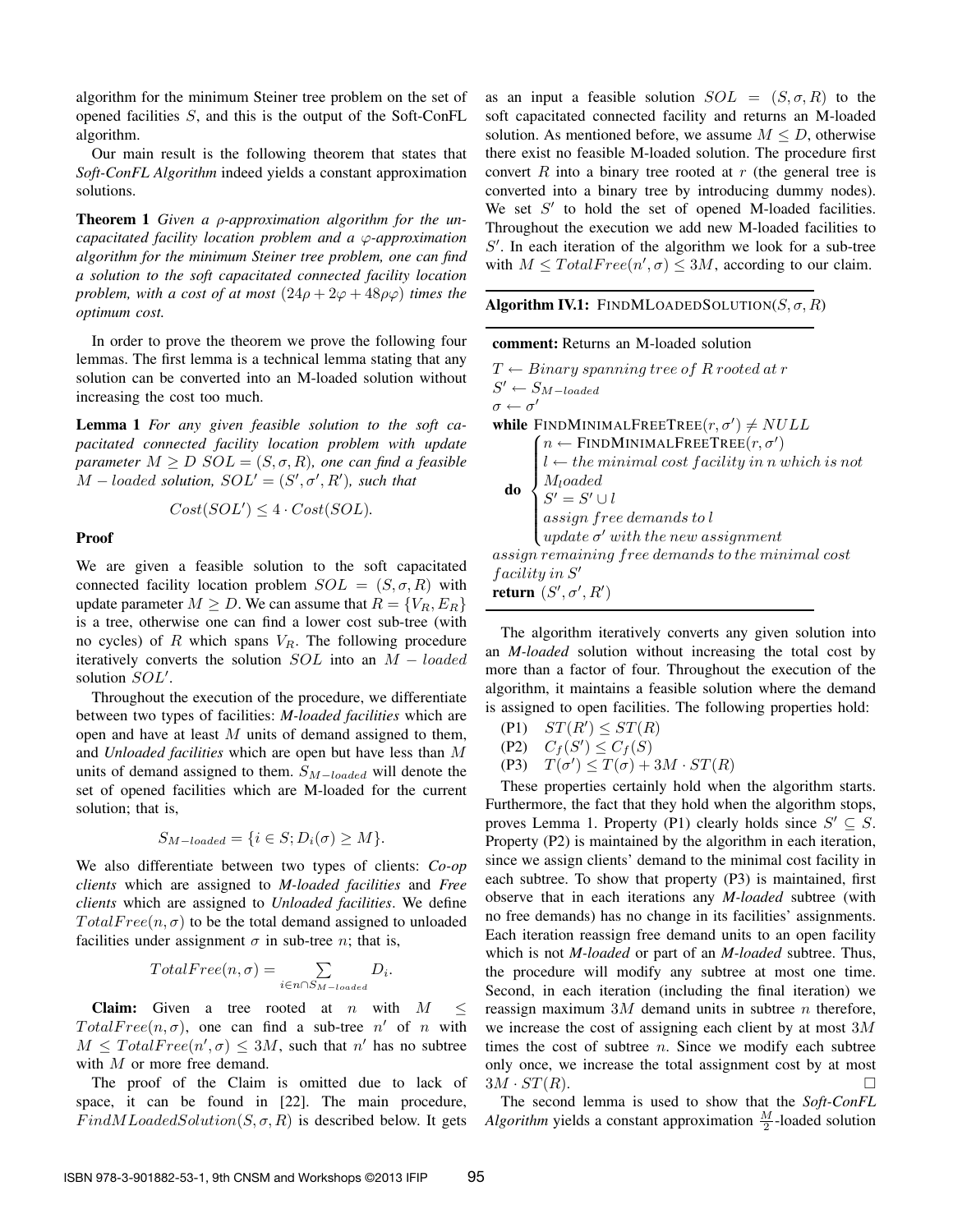algorithm for the minimum Steiner tree problem on the set of opened facilities $S$, and this is the output of the Soft-ConFL algorithm.

Our main result is the following theorem that states that *Soft-ConFL Algorithm* indeed yields a constant approximation solutions.

**Theorem 1** *Given a $\rho$-approximation algorithm for the uncapacitated facility location problem and a $\varphi$-approximation algorithm for the minimum Steiner tree problem, one can find a solution to the soft capacitated connected facility location problem, with a cost of at most $(24\rho + 2\varphi + 48\rho\varphi)$ times the optimum cost.*

In order to prove the theorem we prove the following four lemmas. The first lemma is a technical lemma stating that any solution can be converted into an M-loaded solution without increasing the cost too much.

**Lemma 1** *For any given feasible solution to the soft capacitated connected facility location problem with update parameter $M \geq D$ $SOL = (S, \sigma, R)$, one can find a feasible $M-loaded$ solution, $SOL' = (S', \sigma', R')$, such that*

$$Cost(SOL') \leq 4 \cdot Cost(SOL).$$

**Proof**

We are given a feasible solution to the soft capacitated connected facility location problem $SOL = (S, \sigma, R)$ with update parameter $M \geq D$. We can assume that $R = \{V_R, E_R\}$ is a tree, otherwise one can find a lower cost sub-tree (with no cycles) of $R$ which spans $V_R$. The following procedure iteratively converts the solution $SOL$ into an $M-loaded$ solution $SOL'$.

Throughout the execution of the procedure, we differentiate between two types of facilities: *M-loaded facilities* which are open and have at least $M$ units of demand assigned to them, and *Unloaded facilities* which are open but have less than $M$ units of demand assigned to them. $S_{M-loaded}$ will denote the set of opened facilities which are M-loaded for the current solution; that is,

$$S_{M-loaded} = \{i \in S; D_i(\sigma) \geq M\}.$$

We also differentiate between two types of clients: *Co-op clients* which are assigned to *M-loaded facilities* and *Free clients* which are assigned to *Unloaded facilities*. We define $TotalFree(n, \sigma)$ to be the total demand assigned to unloaded facilities under assignment $\sigma$ in sub-tree $n$; that is,

$$TotalFree(n, \sigma) = \sum_{i \in n \cap S_{M-loaded}} D_i.$$

**Claim:** Given a tree rooted at $n$ with $M \leq TotalFree(n, \sigma)$, one can find a sub-tree $n'$ of $n$ with $M \leq TotalFree(n', \sigma) \leq 3M$, such that $n'$ has no subtree with $M$ or more free demand.

The proof of the Claim is omitted due to lack of space, it can be found in [22]. The main procedure, $FindMLoadedSolution(S, \sigma, R)$ is described below. It gets as an input a feasible solution $SOL = (S, \sigma, R)$ to the soft capacitated connected facility and returns an M-loaded solution. As mentioned before, we assume $M \leq D$, otherwise there exist no feasible M-loaded solution. The procedure first convert $R$ into a binary tree rooted at $r$ (the general tree is converted into a binary tree by introducing dummy nodes). We set $S'$ to hold the set of opened M-loaded facilities. Throughout the execution we add new M-loaded facilities to $S'$. In each iteration of the algorithm we look for a sub-tree with $M \leq TotalFree(n', \sigma) \leq 3M$, according to our claim.

**Algorithm IV.1:** FINDMLOADEDSOLUTION($S, \sigma, R$)

```
comment: Returns an M-loaded solution
T ← Binary spanning tree of R rooted at r
S' ← S_{M-loaded}
σ ← σ'
while FINDMINIMALFREETREE(r, σ') ≠ NULL
    do { n ← FINDMINIMALFREETREE(r, σ')
         l ← the minimal cost facility in n which is not
             M_l oaded
         S' = S' ∪ l
         assign free demands to l
         update σ' with the new assignment
assign remaining free demands to the minimal cost
facility in S'
return (S', σ', R')
```

The algorithm iteratively converts any given solution into an *M-loaded* solution without increasing the total cost by more than a factor of four. Throughout the execution of the algorithm, it maintains a feasible solution where the demand is assigned to open facilities. The following properties hold:

(P1) $ST(R') \leq ST(R)$

(P2) $C_f(S') \leq C_f(S)$

(P3) $T(\sigma') \leq T(\sigma) + 3M \cdot ST(R)$

These properties certainly hold when the algorithm starts. Furthermore, the fact that they hold when the algorithm stops, proves Lemma 1. Property (P1) clearly holds since $S' \subseteq S$. Property (P2) is maintained by the algorithm in each iteration, since we assign clients' demand to the minimal cost facility in each subtree. To show that property (P3) is maintained, first observe that in each iterations any *M-loaded* subtree (with no free demands) has no change in its facilities' assignments. Each iteration reassign free demand units to an open facility which is not *M-loaded* or part of an *M-loaded* subtree. Thus, the procedure will modify any subtree at most one time. Second, in each iteration (including the final iteration) we reassign maximum $3M$ demand units in subtree $n$ therefore, we increase the cost of assigning each client by at most $3M$ times the cost of subtree $n$. Since we modify each subtree only once, we increase the total assignment cost by at most $3M \cdot ST(R)$. □

The second lemma is used to show that the *Soft-ConFL Algorithm* yields a constant approximation $\frac{M}{2}$-loaded solution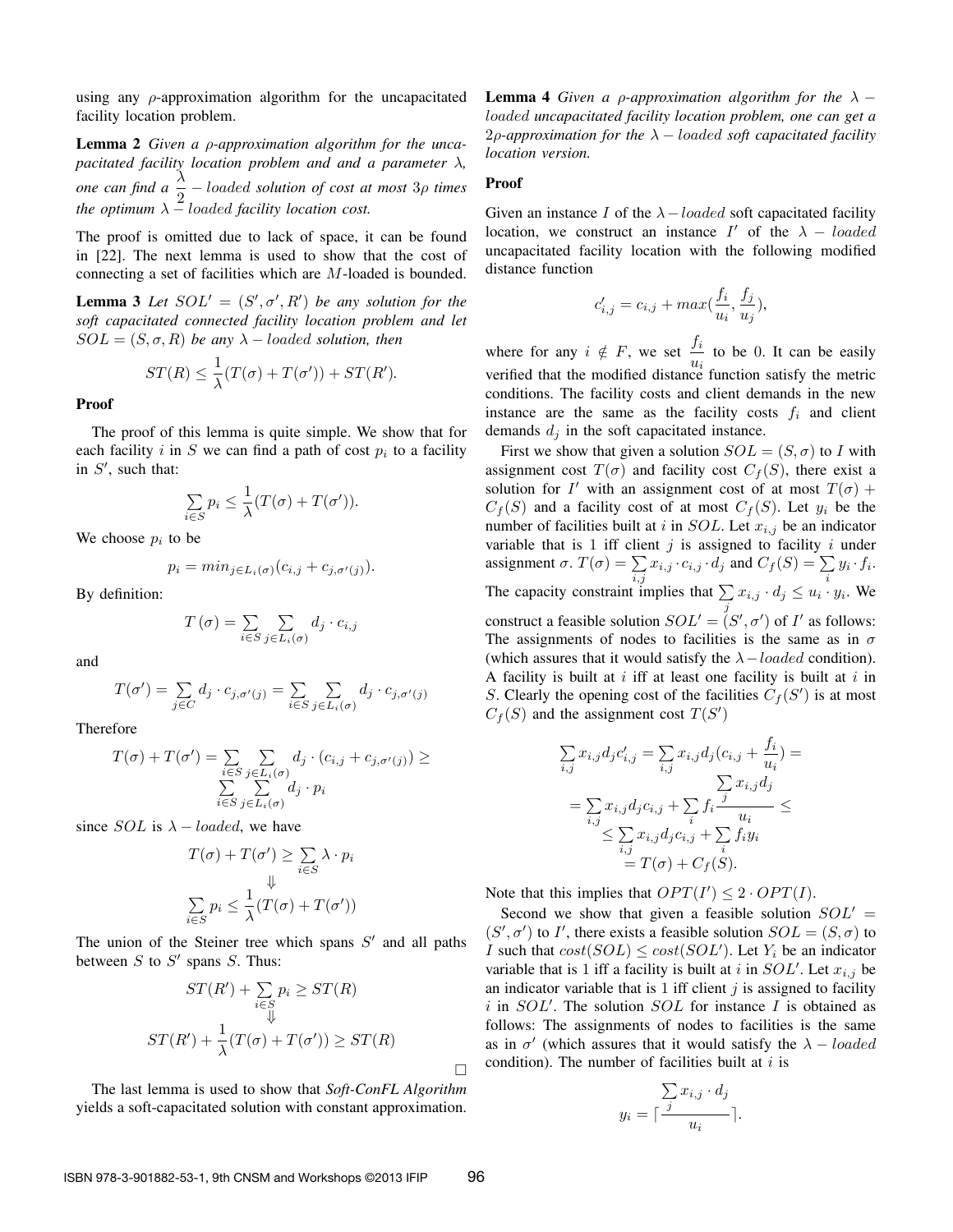using any $\rho$-approximation algorithm for the uncapacitated facility location problem.

**Lemma 2** *Given a $\rho$-approximation algorithm for the uncapacitated facility location problem and and a parameter $\lambda$, one can find a $\frac{\lambda}{2} - loaded$ solution of cost at most $3\rho$ times the optimum $\lambda - loaded$ facility location cost.*

The proof is omitted due to lack of space, it can be found in [22]. The next lemma is used to show that the cost of connecting a set of facilities which are $M$-loaded is bounded.

**Lemma 3** *Let $SOL' = (S', \sigma', R')$ be any solution for the soft capacitated connected facility location problem and let $SOL = (S, \sigma, R)$ be any $\lambda - loaded$ solution, then*

$$ST(R) \leq \frac{1}{\lambda}(T(\sigma) + T(\sigma')) + ST(R').$$

**Proof**

The proof of this lemma is quite simple. We show that for each facility $i$ in $S$ we can find a path of cost $p_i$ to a facility in $S'$, such that:

$$\sum_{i \in S} p_i \leq \frac{1}{\lambda}(T(\sigma) + T(\sigma')).$$

We choose $p_i$ to be

$$p_i = min_{j \in L_i(\sigma)}(c_{i,j} + c_{j,\sigma'(j)}).$$

By definition:

$$T(\sigma) = \sum_{i \in S} \sum_{j \in L_i(\sigma)} d_j \cdot c_{i,j}$$

and

$$T(\sigma') = \sum_{j \in C} d_j \cdot c_{j,\sigma'(j)} = \sum_{i \in S} \sum_{j \in L_i(\sigma)} d_j \cdot c_{j,\sigma'(j)}$$

Therefore

$$T(\sigma) + T(\sigma') = \sum_{i \in S} \sum_{j \in L_i(\sigma)} d_j \cdot (c_{i,j} + c_{j,\sigma'(j)}) \geq \sum_{i \in S} \sum_{j \in L_i(\sigma)} d_j \cdot p_i$$

since $SOL$ is $\lambda - loaded$, we have

$$T(\sigma) + T(\sigma') \geq \sum_{i \in S} \lambda \cdot p_i$$
$$\Downarrow$$
$$\sum_{i \in S} p_i \leq \frac{1}{\lambda}(T(\sigma) + T(\sigma'))$$

The union of the Steiner tree which spans $S'$ and all paths between $S$ to $S'$ spans $S$. Thus:

$$ST(R') + \sum_{i \in S} p_i \geq ST(R)$$
$$\Downarrow$$
$$ST(R') + \frac{1}{\lambda}(T(\sigma) + T(\sigma')) \geq ST(R)$$

□

The last lemma is used to show that *Soft-ConFL Algorithm* yields a soft-capacitated solution with constant approximation.

**Lemma 4** *Given a $\rho$-approximation algorithm for the $\lambda - loaded$ uncapacitated facility location problem, one can get a $2\rho$-approximation for the $\lambda - loaded$ soft capacitated facility location version.*

**Proof**

Given an instance $I$ of the $\lambda - loaded$ soft capacitated facility location, we construct an instance $I'$ of the $\lambda - loaded$ uncapacitated facility location with the following modified distance function

$$c'_{i,j} = c_{i,j} + max(\frac{f_i}{u_i}, \frac{f_j}{u_j}),$$

where for any $i \notin F$, we set $\frac{f_i}{u_i}$ to be 0. It can be easily verified that the modified distance function satisfy the metric conditions. The facility costs and client demands in the new instance are the same as the facility costs $f_i$ and client demands $d_j$ in the soft capacitated instance.

First we show that given a solution $SOL = (S, \sigma)$ to $I$ with assignment cost $T(\sigma)$ and facility cost $C_f(S)$, there exist a solution for $I'$ with an assignment cost of at most $T(\sigma) + C_f(S)$ and a facility cost of at most $C_f(S)$. Let $y_i$ be the number of facilities built at $i$ in $SOL$. Let $x_{i,j}$ be an indicator variable that is 1 iff client $j$ is assigned to facility $i$ under assignment $\sigma$. $T(\sigma) = \sum_{i,j} x_{i,j} \cdot c_{i,j} \cdot d_j$ and $C_f(S) = \sum_i y_i \cdot f_i$. The capacity constraint implies that $\sum_j x_{i,j} \cdot d_j \leq u_i \cdot y_i$. We construct a feasible solution $SOL' = (S', \sigma')$ of $I'$ as follows: The assignments of nodes to facilities is the same as in $\sigma$ (which assures that it would satisfy the $\lambda - loaded$ condition). A facility is built at $i$ iff at least one facility is built at $i$ in $S$. Clearly the opening cost of the facilities $C_f(S')$ is at most $C_f(S)$ and the assignment cost $T(S')$

$$\begin{aligned}
\sum_{i,j} x_{i,j} d_j c'_{i,j} &= \sum_{i,j} x_{i,j} d_j (c_{i,j} + \frac{f_i}{u_i}) = \\
&= \sum_{i,j} x_{i,j} d_j c_{i,j} + \sum_i f_i \frac{\sum_j x_{i,j} d_j}{u_i} \leq \\
&\leq \sum_{i,j} x_{i,j} d_j c_{i,j} + \sum_i f_i y_i \\
&= T(\sigma) + C_f(S).
\end{aligned}$$

Note that this implies that $OPT(I') \leq 2 \cdot OPT(I)$.

Second we show that given a feasible solution $SOL' = (S', \sigma')$ to $I'$, there exists a feasible solution $SOL = (S, \sigma)$ to $I$ such that $cost(SOL) \leq cost(SOL')$. Let $Y_i$ be an indicator variable that is 1 iff a facility is built at $i$ in $SOL'$. Let $x_{i,j}$ be an indicator variable that is 1 iff client $j$ is assigned to facility $i$ in $SOL'$. The solution $SOL$ for instance $I$ is obtained as follows: The assignments of nodes to facilities is the same as in $\sigma'$ (which assures that it would satisfy the $\lambda - loaded$ condition). The number of facilities built at $i$ is

$$y_i = \lceil \frac{\sum_j x_{i,j} \cdot d_j}{u_i} \rceil.$$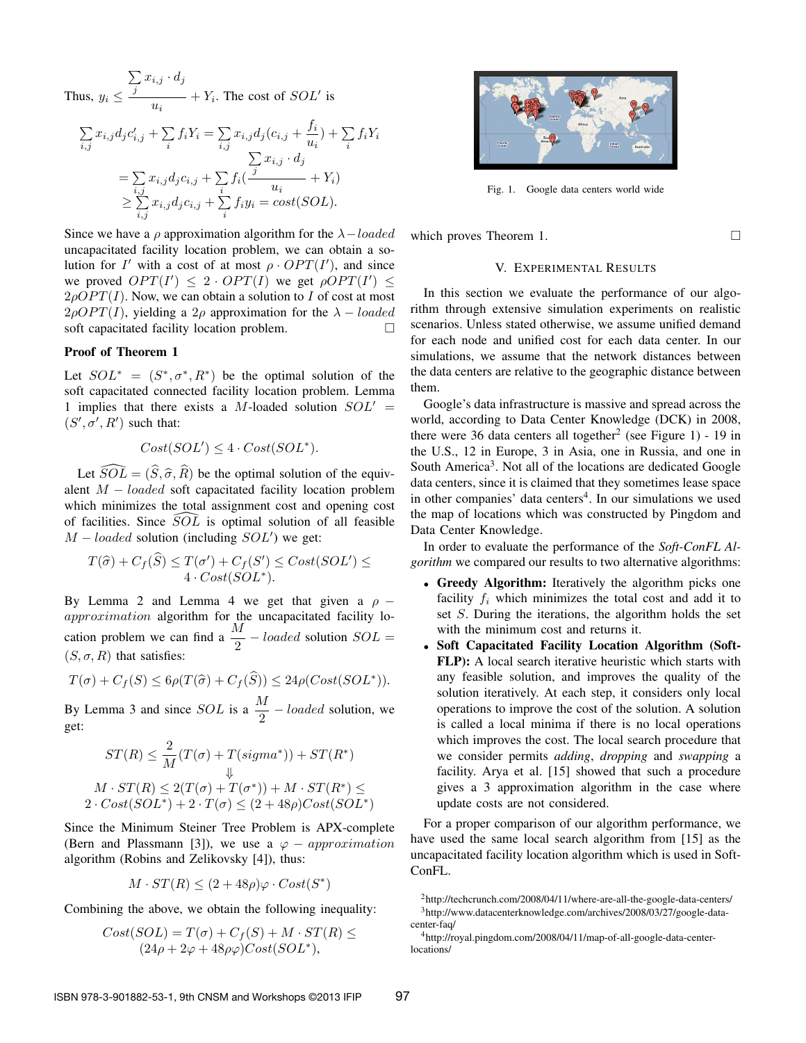Thus, $y_i \leq \frac{\sum_j x_{i,j} \cdot d_j}{u_i} + Y_i$. The cost of $SOL'$ is

$$\sum_{i,j} x_{i,j} d_j c'_{i,j} + \sum_i f_i Y_i = \sum_{i,j} x_{i,j} d_j (c_{i,j} + \frac{f_i}{u_i}) + \sum_i f_i Y_i$$
$$= \sum_{i,j} x_{i,j} d_j c_{i,j} + \sum_i f_i (\frac{\sum_j x_{i,j} \cdot d_j}{u_i} + Y_i)$$
$$\geq \sum_{i,j} x_{i,j} d_j c_{i,j} + \sum_i f_i y_i = cost(SOL).$$

Since we have a $\rho$ approximation algorithm for the $\lambda - loaded$ uncapacitated facility location problem, we can obtain a solution for $I'$ with a cost of at most $\rho \cdot OPT(I')$, and since we proved $OPT(I') \leq 2 \cdot OPT(I)$ we get $\rho OPT(I') \leq 2\rho OPT(I)$. Now, we can obtain a solution to $I$ of cost at most $2\rho OPT(I)$, yielding a $2\rho$ approximation for the $\lambda - loaded$ soft capacitated facility location problem. □

**Proof of Theorem 1**

Let $SOL^* = (S^*, \sigma^*, R^*)$ be the optimal solution of the soft capacitated connected facility location problem. Lemma 1 implies that there exists a $M$-loaded solution $SOL' = (S', \sigma', R')$ such that:

$$Cost(SOL') \leq 4 \cdot Cost(SOL^*).$$

Let $\widehat{SOL} = (\widehat{S}, \widehat{\sigma}, \widehat{R})$ be the optimal solution of the equivalent $M - loaded$ soft capacitated facility location problem which minimizes the total assignment cost and opening cost of facilities. Since $\widehat{SOL}$ is optimal solution of all feasible $M - loaded$ solution (including $SOL'$) we get:

$$T(\widehat{\sigma}) + C_f(\widehat{S}) \leq T(\sigma') + C_f(S') \leq Cost(SOL') \leq 4 \cdot Cost(SOL^*).$$

By Lemma 2 and Lemma 4 we get that given a $\rho - approximation$ algorithm for the uncapacitated facility location problem we can find a $\frac{M}{2} - loaded$ solution $SOL = (S, \sigma, R)$ that satisfies:

$$T(\sigma) + C_f(S) \leq 6\rho(T(\widehat{\sigma}) + C_f(\widehat{S})) \leq 24\rho(Cost(SOL^*)).$$

By Lemma 3 and since $SOL$ is a $\frac{M}{2} - loaded$ solution, we get:

$$ST(R) \leq \frac{2}{M}(T(\sigma) + T(sigma^*)) + ST(R^*)$$
$$\Downarrow$$
$$M \cdot ST(R) \leq 2(T(\sigma) + T(\sigma^*)) + M \cdot ST(R^*) \leq$$
$$2 \cdot Cost(SOL^*) + 2 \cdot T(\sigma) \leq (2 + 48\rho)Cost(SOL^*)$$

Since the Minimum Steiner Tree Problem is APX-complete (Bern and Plassmann [3]), we use a $\varphi - approximation$ algorithm (Robins and Zelikovsky [4]), thus:

$$M \cdot ST(R) \leq (2 + 48\rho)\varphi \cdot Cost(S^*)$$

Combining the above, we obtain the following inequality:

$$Cost(SOL) = T(\sigma) + C_f(S) + M \cdot ST(R) \leq (24\rho + 2\varphi + 48\rho\varphi)Cost(SOL^*),$$

which proves Theorem 1. □

Fig. 1. Google data centers world wide

## V. Experimental Results

In this section we evaluate the performance of our algorithm through extensive simulation experiments on realistic scenarios. Unless stated otherwise, we assume unified demand for each node and unified cost for each data center. In our simulations, we assume that the network distances between the data centers are relative to the geographic distance between them.

Google's data infrastructure is massive and spread across the world, according to Data Center Knowledge (DCK) in 2008, there were 36 data centers all together[2] (see Figure 1) - 19 in the U.S., 12 in Europe, 3 in Asia, one in Russia, and one in South America[3]. Not all of the locations are dedicated Google data centers, since it is claimed that they sometimes lease space in other companies' data centers[4]. In our simulations we used the map of locations which was constructed by Pingdom and Data Center Knowledge.

In order to evaluate the performance of the *Soft-ConFL Algorithm* we compared our results to two alternative algorithms:

- **Greedy Algorithm:** Iteratively the algorithm picks one facility $f_i$ which minimizes the total cost and add it to set $S$. During the iterations, the algorithm holds the set with the minimum cost and returns it.
- **Soft Capacitated Facility Location Algorithm (Soft-FLP):** A local search iterative heuristic which starts with any feasible solution, and improves the quality of the solution iteratively. At each step, it considers only local operations to improve the cost of the solution. A solution is called a local minima if there is no local operations which improves the cost. The local search procedure that we consider permits *adding*, *dropping* and *swapping* a facility. Arya et al. [15] showed that such a procedure gives a 3 approximation algorithm in the case where update costs are not considered.

For a proper comparison of our algorithm performance, we have used the same local search algorithm from [15] as the uncapacitated facility location algorithm which is used in Soft-ConFL.

[2] http://techcrunch.com/2008/04/11/where-are-all-the-google-data-centers/

[3] http://www.datacenterknowledge.com/archives/2008/03/27/google-data-center-faq/

[4] http://royal.pingdom.com/2008/04/11/map-of-all-google-data-center-locations/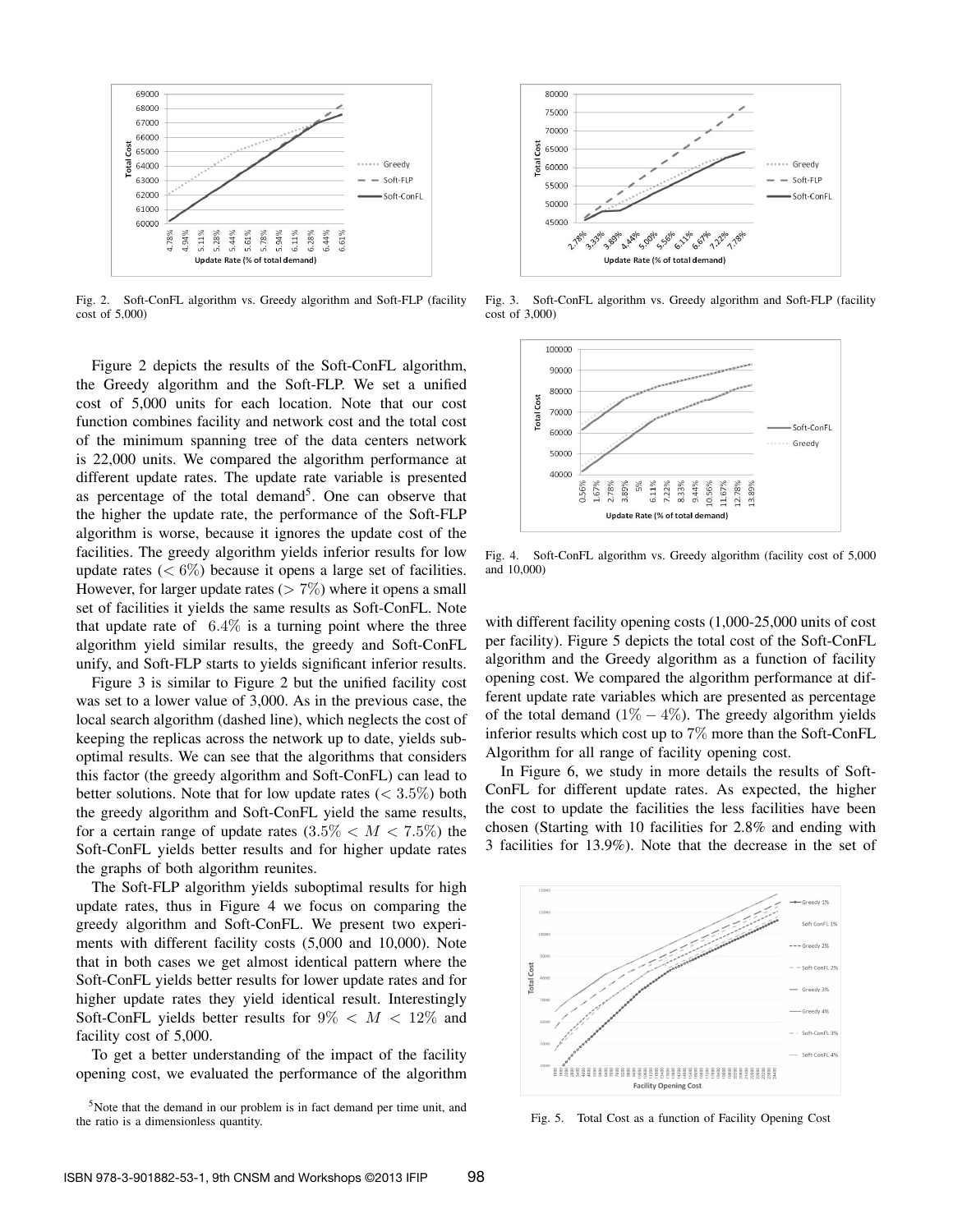Fig. 2. Soft-ConFL algorithm vs. Greedy algorithm and Soft-FLP (facility cost of 5,000)

Fig. 3. Soft-ConFL algorithm vs. Greedy algorithm and Soft-FLP (facility cost of 3,000)

Fig. 4. Soft-ConFL algorithm vs. Greedy algorithm (facility cost of 5,000 and 10,000)

Figure 2 depicts the results of the Soft-ConFL algorithm, the Greedy algorithm and the Soft-FLP. We set a unified cost of 5,000 units for each location. Note that our cost function combines facility and network cost and the total cost of the minimum spanning tree of the data centers network is 22,000 units. We compared the algorithm performance at different update rates. The update rate variable is presented as percentage of the total demand[5]. One can observe that the higher the update rate, the performance of the Soft-FLP algorithm is worse, because it ignores the update cost of the facilities. The greedy algorithm yields inferior results for low update rates ($< 6\%$) because it opens a large set of facilities. However, for larger update rates ($> 7\%$) where it opens a small set of facilities it yields the same results as Soft-ConFL. Note that update rate of $6.4\%$ is a turning point where the three algorithm yield similar results, the greedy and Soft-ConFL unify, and Soft-FLP starts to yields significant inferior results.

Figure 3 is similar to Figure 2 but the unified facility cost was set to a lower value of 3,000. As in the previous case, the local search algorithm (dashed line), which neglects the cost of keeping the replicas across the network up to date, yields suboptimal results. We can see that the algorithms that considers this factor (the greedy algorithm and Soft-ConFL) can lead to better solutions. Note that for low update rates ($< 3.5\%$) both the greedy algorithm and Soft-ConFL yield the same results, for a certain range of update rates ($3.5\% < M < 7.5\%$) the Soft-ConFL yields better results and for higher update rates the graphs of both algorithm reunites.

The Soft-FLP algorithm yields suboptimal results for high update rates, thus in Figure 4 we focus on comparing the greedy algorithm and Soft-ConFL. We present two experiments with different facility costs (5,000 and 10,000). Note that in both cases we get almost identical pattern where the Soft-ConFL yields better results for lower update rates and for higher update rates they yield identical result. Interestingly Soft-ConFL yields better results for $9\% < M < 12\%$ and facility cost of 5,000.

To get a better understanding of the impact of the facility opening cost, we evaluated the performance of the algorithm with different facility opening costs (1,000-25,000 units of cost per facility). Figure 5 depicts the total cost of the Soft-ConFL algorithm and the Greedy algorithm as a function of facility opening cost. We compared the algorithm performance at different update rate variables which are presented as percentage of the total demand ($1\% - 4\%$). The greedy algorithm yields inferior results which cost up to $7\%$ more than the Soft-ConFL Algorithm for all range of facility opening cost.

In Figure 6, we study in more details the results of Soft-ConFL for different update rates. As expected, the higher the cost to update the facilities the less facilities have been chosen (Starting with 10 facilities for 2.8% and ending with 3 facilities for 13.9%). Note that the decrease in the set of

Fig. 5. Total Cost as a function of Facility Opening Cost

[5]Note that the demand in our problem is in fact demand per time unit, and the ratio is a dimensionless quantity.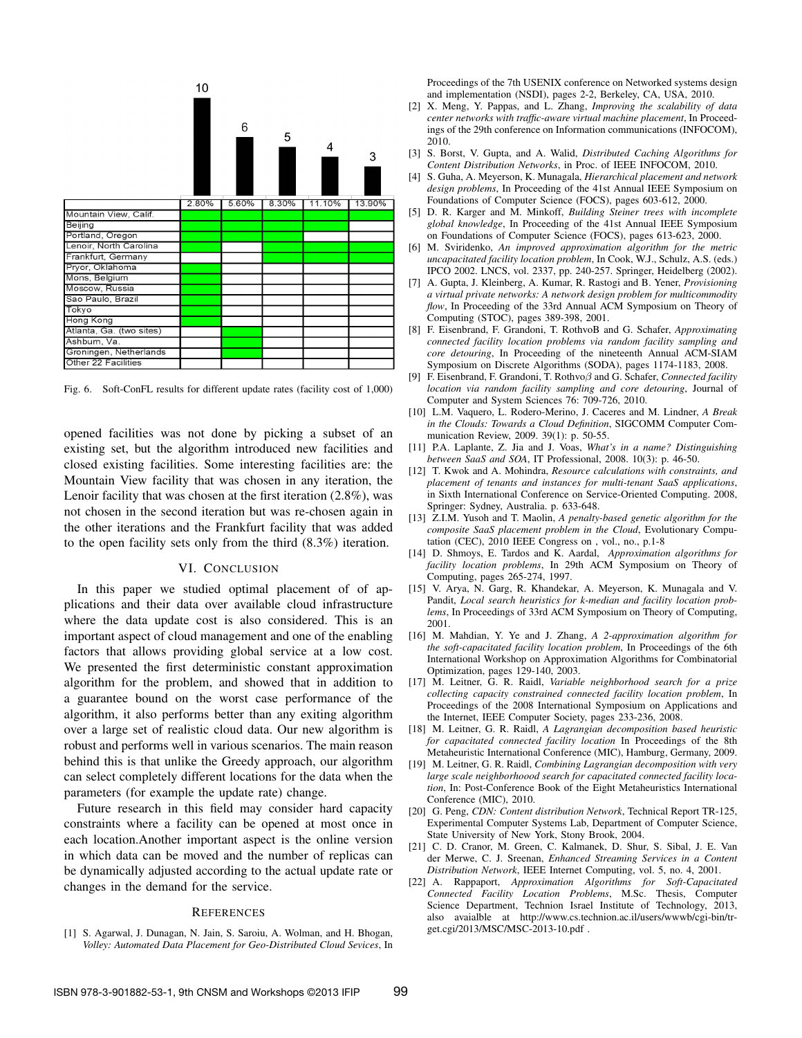10

6

5

4

3

2.80%

5.60%

8.30%

11.10%

13.90%

Mountain View, Calif.

Beijing

Portland, Oregon

Lenoir, North Carolina

Frankfurt, Germany

Pryor, Oklahoma

Mons, Belgium

Moscow, Russia

Sao Paulo, Brazil

Tokyo

Hong Kong

Atlanta, Ga. (two sites)

Ashburn, Va.

Groningen, Netherlands

Other 22 Facilities

Fig. 6. Soft-ConFL results for different update rates (facility cost of 1,000)

opened facilities was not done by picking a subset of an existing set, but the algorithm introduced new facilities and closed existing facilities. Some interesting facilities are: the Mountain View facility that was chosen in any iteration, the Lenoir facility that was chosen at the first iteration (2.8%), was not chosen in the second iteration but was re-chosen again in the other iterations and the Frankfurt facility that was added to the open facility sets only from the third (8.3%) iteration.

## VI. Conclusion

In this paper we studied optimal placement of of applications and their data over available cloud infrastructure where the data update cost is also considered. This is an important aspect of cloud management and one of the enabling factors that allows providing global service at a low cost. We presented the first deterministic constant approximation algorithm for the problem, and showed that in addition to a guarantee bound on the worst case performance of the algorithm, it also performs better than any exiting algorithm over a large set of realistic cloud data. Our new algorithm is robust and performs well in various scenarios. The main reason behind this is that unlike the Greedy approach, our algorithm can select completely different locations for the data when the parameters (for example the update rate) change.

Future research in this field may consider hard capacity constraints where a facility can be opened at most once in each location.Another important aspect is the online version in which data can be moved and the number of replicas can be dynamically adjusted according to the actual update rate or changes in the demand for the service.

## References

[1] S. Agarwal, J. Dunagan, N. Jain, S. Saroiu, A. Wolman, and H. Bhogan, *Volley: Automated Data Placement for Geo-Distributed Cloud Sevices*, In Proceedings of the 7th USENIX conference on Networked systems design and implementation (NSDI), pages 2-2, Berkeley, CA, USA, 2010.

[2] X. Meng, Y. Pappas, and L. Zhang, *Improving the scalability of data center networks with traffic-aware virtual machine placement*, In Proceedings of the 29th conference on Information communications (INFOCOM), 2010.

[3] S. Borst, V. Gupta, and A. Walid, *Distributed Caching Algorithms for Content Distribution Networks*, in Proc. of IEEE INFOCOM, 2010.

[4] S. Guha, A. Meyerson, K. Munagala, *Hierarchical placement and network design problems*, In Proceeding of the 41st Annual IEEE Symposium on Foundations of Computer Science (FOCS), pages 603-612, 2000.

[5] D. R. Karger and M. Minkoff, *Building Steiner trees with incomplete global knowledge*, In Proceeding of the 41st Annual IEEE Symposium on Foundations of Computer Science (FOCS), pages 613-623, 2000.

[6] M. Sviridenko, *An improved approximation algorithm for the metric uncapacitated facility location problem*, In Cook, W.J., Schulz, A.S. (eds.) IPCO 2002. LNCS, vol. 2337, pp. 240-257. Springer, Heidelberg (2002).

[7] A. Gupta, J. Kleinberg, A. Kumar, R. Rastogi and B. Yener, *Provisioning a virtual private networks: A network design problem for multicommodity flow*, In Proceeding of the 33rd Annual ACM Symposium on Theory of Computing (STOC), pages 389-398, 2001.

[8] F. Eisenbrand, F. Grandoni, T. RothvoB and G. Schafer, *Approximating connected facility location problems via random facility sampling and core detouring*, In Proceeding of the nineteenth Annual ACM-SIAM Symposium on Discrete Algorithms (SODA), pages 1174-1183, 2008.

[9] F. Eisenbrand, F. Grandoni, T. Rothvo$\beta$ and G. Schafer, *Connected facility location via random facility sampling and core detouring*, Journal of Computer and System Sciences 76: 709-726, 2010.

[10] L.M. Vaquero, L. Rodero-Merino, J. Caceres and M. Lindner, *A Break in the Clouds: Towards a Cloud Definition*, SIGCOMM Computer Communication Review, 2009. 39(1): p. 50-55.

[11] P.A. Laplante, Z. Jia and J. Voas, *What's in a name? Distinguishing between SaaS and SOA*, IT Professional, 2008. 10(3): p. 46-50.

[12] T. Kwok and A. Mohindra, *Resource calculations with constraints, and placement of tenants and instances for multi-tenant SaaS applications*, in Sixth International Conference on Service-Oriented Computing. 2008, Springer: Sydney, Australia. p. 633-648.

[13] Z.I.M. Yusoh and T. Maolin, *A penalty-based genetic algorithm for the composite SaaS placement problem in the Cloud*, Evolutionary Computation (CEC), 2010 IEEE Congress on , vol., no., p.1-8

[14] D. Shmoys, E. Tardos and K. Aardal, *Approximation algorithms for facility location problems*, In 29th ACM Symposium on Theory of Computing, pages 265-274, 1997.

[15] V. Arya, N. Garg, R. Khandekar, A. Meyerson, K. Munagala and V. Pandit, *Local search heuristics for k-median and facility location problems*, In Proceedings of 33rd ACM Symposium on Theory of Computing, 2001.

[16] M. Mahdian, Y. Ye and J. Zhang, *A 2-approximation algorithm for the soft-capacitated facility location problem*, In Proceedings of the 6th International Workshop on Approximation Algorithms for Combinatorial Optimization, pages 129-140, 2003.

[17] M. Leitner, G. R. Raidl, *Variable neighborhood search for a prize collecting capacity constrained connected facility location problem*, In Proceedings of the 2008 International Symposium on Applications and the Internet, IEEE Computer Society, pages 233-236, 2008.

[18] M. Leitner, G. R. Raidl, *A Lagrangian decomposition based heuristic for capacitated connected facility location* In Proceedings of the 8th Metaheuristic International Conference (MIC), Hamburg, Germany, 2009.

[19] M. Leitner, G. R. Raidl, *Combining Lagrangian decomposition with very large scale neighborhoood search for capacitated connected facility location*, In: Post-Conference Book of the Eight Metaheuristics International Conference (MIC), 2010.

[20] G. Peng, *CDN: Content distribution Network*, Technical Report TR-125, Experimental Computer Systems Lab, Department of Computer Science, State University of New York, Stony Brook, 2004.

[21] C. D. Cranor, M. Green, C. Kalmanek, D. Shur, S. Sibal, J. E. Van der Merwe, C. J. Sreenan, *Enhanced Streaming Services in a Content Distribution Network*, IEEE Internet Computing, vol. 5, no. 4, 2001.

[22] A. Rappaport, *Approximation Algorithms for Soft-Capacitated Connected Facility Location Problems*, M.Sc. Thesis, Computer Science Department, Technion Israel Institute of Technology, 2013, also avaialble at http://www.cs.technion.ac.il/users/wwwb/cgi-bin/tr-get.cgi/2013/MSC/MSC-2013-10.pdf .